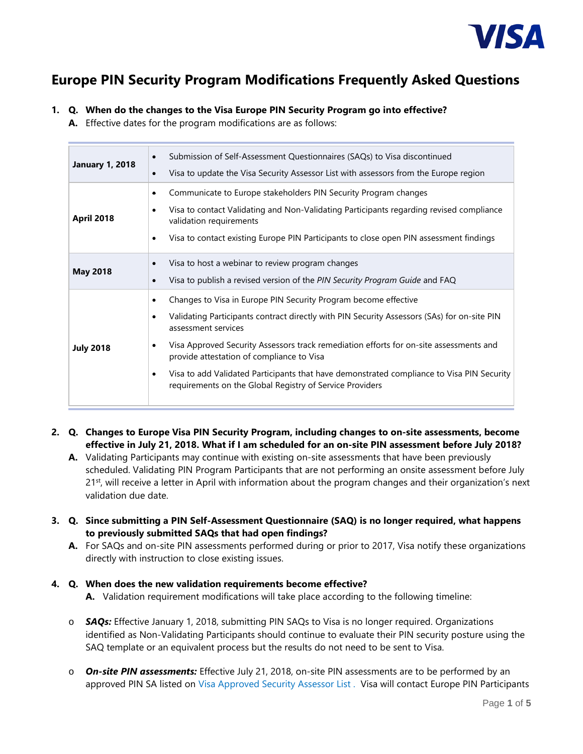# Europe PIN Security Program Modifications Frequently Asked Questions

1. **Q. When do the changes to the Visa Europe PIN Security Program go into effective?**

   **A.** Effective dates for the program modifications are as follows:

| | |
|---|---|
| **January 1, 2018** | • Submission of Self-Assessment Questionnaires (SAQs) to Visa discontinued<br>• Visa to update the Visa Security Assessor List with assessors from the Europe region |
| **April 2018** | • Communicate to Europe stakeholders PIN Security Program changes<br>• Visa to contact Validating and Non-Validating Participants regarding revised compliance validation requirements<br>• Visa to contact existing Europe PIN Participants to close open PIN assessment findings |
| **May 2018** | • Visa to host a webinar to review program changes<br>• Visa to publish a revised version of the *PIN Security Program Guide* and FAQ |
| **July 2018** | • Changes to Visa in Europe PIN Security Program become effective<br>• Validating Participants contract directly with PIN Security Assessors (SAs) for on-site PIN assessment services<br>• Visa Approved Security Assessors track remediation efforts for on-site assessments and provide attestation of compliance to Visa<br>• Visa to add Validated Participants that have demonstrated compliance to Visa PIN Security requirements on the Global Registry of Service Providers |

2. **Q. Changes to Europe Visa PIN Security Program, including changes to on-site assessments, become effective in July 21, 2018. What if I am scheduled for an on-site PIN assessment before July 2018?**

   **A.** Validating Participants may continue with existing on-site assessments that have been previously scheduled. Validating PIN Program Participants that are not performing an onsite assessment before July 21st, will receive a letter in April with information about the program changes and their organization's next validation due date.

3. **Q. Since submitting a PIN Self-Assessment Questionnaire (SAQ) is no longer required, what happens to previously submitted SAQs that had open findings?**

   **A.** For SAQs and on-site PIN assessments performed during or prior to 2017, Visa notify these organizations directly with instruction to close existing issues.

4. **Q. When does the new validation requirements become effective?**

   **A.** Validation requirement modifications will take place according to the following timeline:

   - ***SAQs:*** Effective January 1, 2018, submitting PIN SAQs to Visa is no longer required. Organizations identified as Non-Validating Participants should continue to evaluate their PIN security posture using the SAQ template or an equivalent process but the results do not need to be sent to Visa.

   - ***On-site PIN assessments:*** Effective July 21, 2018, on-site PIN assessments are to be performed by an approved PIN SA listed on Visa Approved Security Assessor List . Visa will contact Europe PIN Participants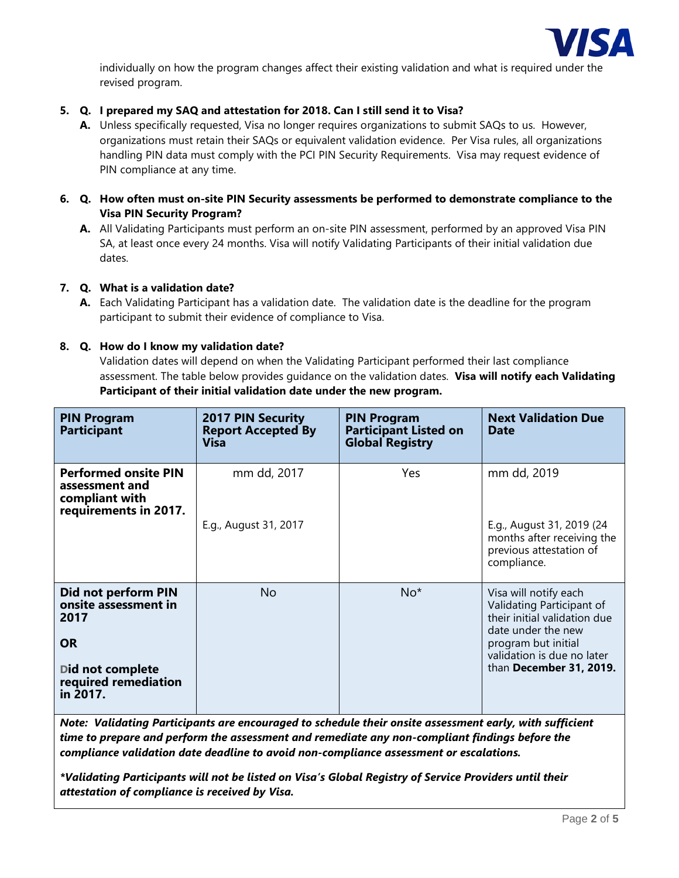individually on how the program changes affect their existing validation and what is required under the revised program.

5. **Q. I prepared my SAQ and attestation for 2018. Can I still send it to Visa?**

   **A.** Unless specifically requested, Visa no longer requires organizations to submit SAQs to us. However, organizations must retain their SAQs or equivalent validation evidence. Per Visa rules, all organizations handling PIN data must comply with the PCI PIN Security Requirements. Visa may request evidence of PIN compliance at any time.

6. **Q. How often must on-site PIN Security assessments be performed to demonstrate compliance to the Visa PIN Security Program?**

   **A.** All Validating Participants must perform an on-site PIN assessment, performed by an approved Visa PIN SA, at least once every 24 months. Visa will notify Validating Participants of their initial validation due dates.

7. **Q. What is a validation date?**

   **A.** Each Validating Participant has a validation date. The validation date is the deadline for the program participant to submit their evidence of compliance to Visa.

8. **Q. How do I know my validation date?**

   Validation dates will depend on when the Validating Participant performed their last compliance assessment. The table below provides guidance on the validation dates. **Visa will notify each Validating Participant of their initial validation date under the new program.**

| PIN Program Participant | 2017 PIN Security Report Accepted By Visa | PIN Program Participant Listed on Global Registry | Next Validation Due Date |
|---|---|---|---|
| **Performed onsite PIN assessment and compliant with requirements in 2017.** | mm dd, 2017<br><br>E.g., August 31, 2017 | Yes | mm dd, 2019<br><br>E.g., August 31, 2019 (24 months after receiving the previous attestation of compliance. |
| **Did not perform PIN onsite assessment in 2017**<br><br>**OR**<br><br>**Did not complete required remediation in 2017.** | No | No* | Visa will notify each Validating Participant of their initial validation due date under the new program but initial validation is due no later than **December 31, 2019.** |

***Note: Validating Participants are encouraged to schedule their onsite assessment early, with sufficient time to prepare and perform the assessment and remediate any non-compliant findings before the compliance validation date deadline to avoid non-compliance assessment or escalations.***

****Validating Participants will not be listed on Visa's Global Registry of Service Providers until their attestation of compliance is received by Visa.***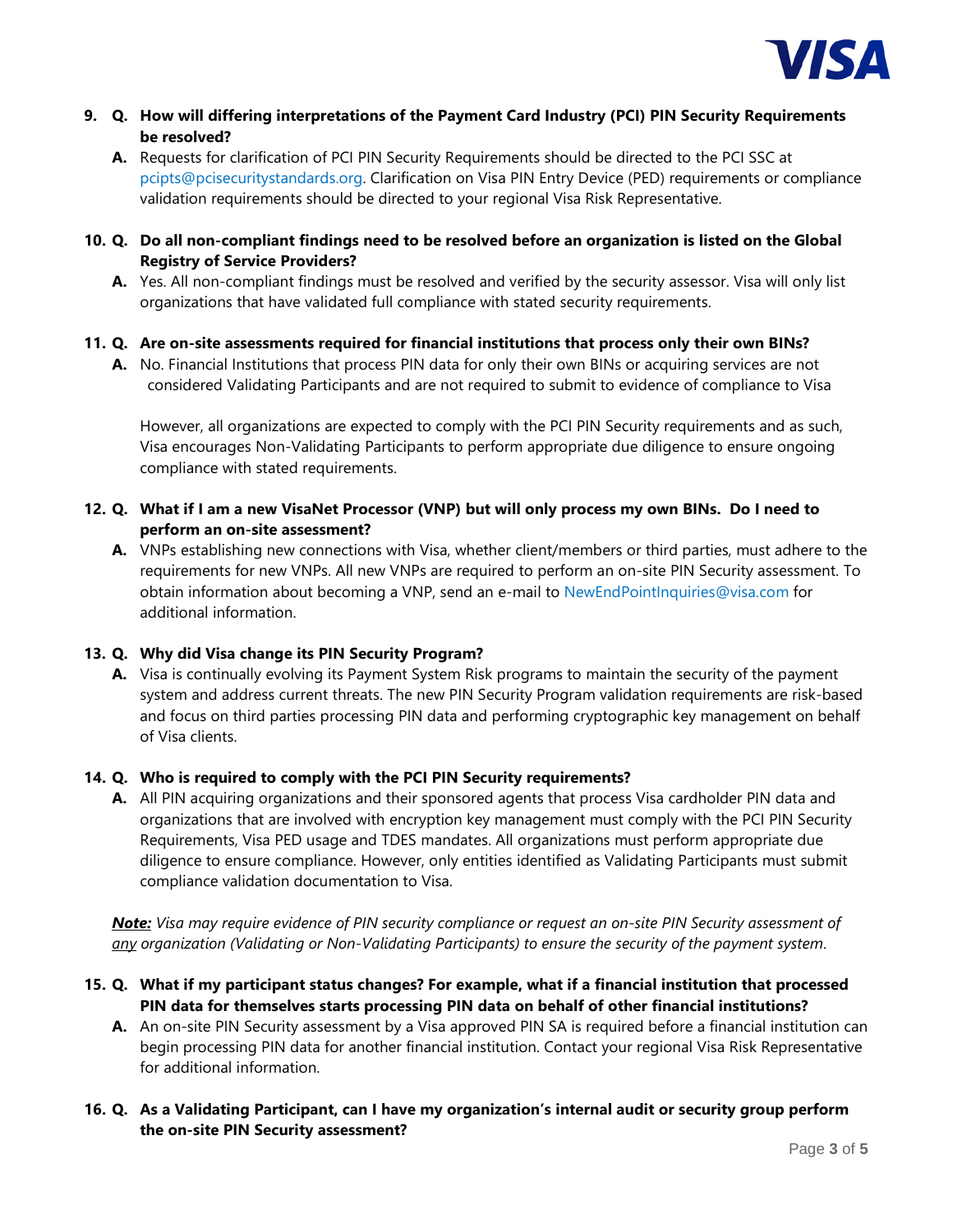9. **Q. How will differing interpretations of the Payment Card Industry (PCI) PIN Security Requirements be resolved?**

   **A.** Requests for clarification of PCI PIN Security Requirements should be directed to the PCI SSC at pcipts@pcisecuritystandards.org. Clarification on Visa PIN Entry Device (PED) requirements or compliance validation requirements should be directed to your regional Visa Risk Representative.

10. **Q. Do all non-compliant findings need to be resolved before an organization is listed on the Global Registry of Service Providers?**

    **A.** Yes. All non-compliant findings must be resolved and verified by the security assessor. Visa will only list organizations that have validated full compliance with stated security requirements.

11. **Q. Are on-site assessments required for financial institutions that process only their own BINs?**

    **A.** No. Financial Institutions that process PIN data for only their own BINs or acquiring services are not considered Validating Participants and are not required to submit to evidence of compliance to Visa

    However, all organizations are expected to comply with the PCI PIN Security requirements and as such, Visa encourages Non-Validating Participants to perform appropriate due diligence to ensure ongoing compliance with stated requirements.

12. **Q. What if I am a new VisaNet Processor (VNP) but will only process my own BINs. Do I need to perform an on-site assessment?**

    **A.** VNPs establishing new connections with Visa, whether client/members or third parties, must adhere to the requirements for new VNPs. All new VNPs are required to perform an on-site PIN Security assessment. To obtain information about becoming a VNP, send an e-mail to NewEndPointInquiries@visa.com for additional information.

13. **Q. Why did Visa change its PIN Security Program?**

    **A.** Visa is continually evolving its Payment System Risk programs to maintain the security of the payment system and address current threats. The new PIN Security Program validation requirements are risk-based and focus on third parties processing PIN data and performing cryptographic key management on behalf of Visa clients.

14. **Q. Who is required to comply with the PCI PIN Security requirements?**

    **A.** All PIN acquiring organizations and their sponsored agents that process Visa cardholder PIN data and organizations that are involved with encryption key management must comply with the PCI PIN Security Requirements, Visa PED usage and TDES mandates. All organizations must perform appropriate due diligence to ensure compliance. However, only entities identified as Validating Participants must submit compliance validation documentation to Visa.

    ***Note:*** *Visa may require evidence of PIN security compliance or request an on-site PIN Security assessment of any organization (Validating or Non-Validating Participants) to ensure the security of the payment system.*

15. **Q. What if my participant status changes? For example, what if a financial institution that processed PIN data for themselves starts processing PIN data on behalf of other financial institutions?**

    **A.** An on-site PIN Security assessment by a Visa approved PIN SA is required before a financial institution can begin processing PIN data for another financial institution. Contact your regional Visa Risk Representative for additional information.

16. **Q. As a Validating Participant, can I have my organization's internal audit or security group perform the on-site PIN Security assessment?**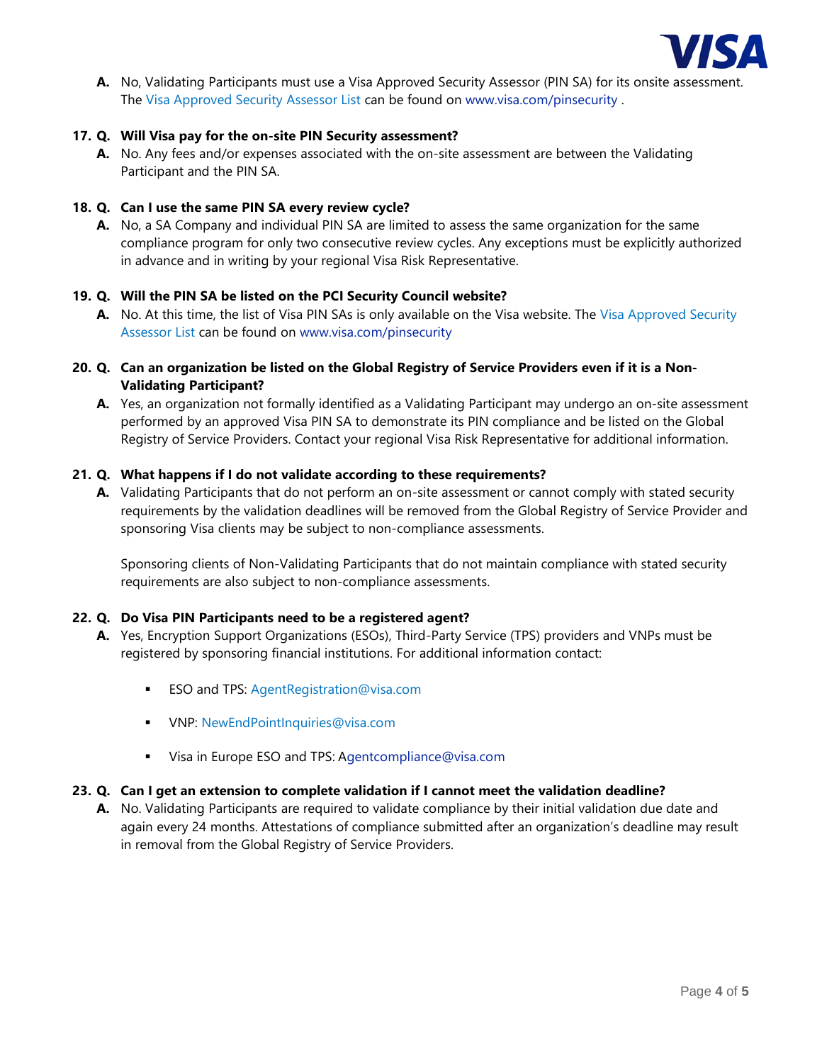**A.** No, Validating Participants must use a Visa Approved Security Assessor (PIN SA) for its onsite assessment. The Visa Approved Security Assessor List can be found on www.visa.com/pinsecurity .

**17. Q. Will Visa pay for the on-site PIN Security assessment?**

**A.** No. Any fees and/or expenses associated with the on-site assessment are between the Validating Participant and the PIN SA.

**18. Q. Can I use the same PIN SA every review cycle?**

**A.** No, a SA Company and individual PIN SA are limited to assess the same organization for the same compliance program for only two consecutive review cycles. Any exceptions must be explicitly authorized in advance and in writing by your regional Visa Risk Representative.

**19. Q. Will the PIN SA be listed on the PCI Security Council website?**

**A.** No. At this time, the list of Visa PIN SAs is only available on the Visa website. The Visa Approved Security Assessor List can be found on www.visa.com/pinsecurity

**20. Q. Can an organization be listed on the Global Registry of Service Providers even if it is a Non-Validating Participant?**

**A.** Yes, an organization not formally identified as a Validating Participant may undergo an on-site assessment performed by an approved Visa PIN SA to demonstrate its PIN compliance and be listed on the Global Registry of Service Providers. Contact your regional Visa Risk Representative for additional information.

**21. Q. What happens if I do not validate according to these requirements?**

**A.** Validating Participants that do not perform an on-site assessment or cannot comply with stated security requirements by the validation deadlines will be removed from the Global Registry of Service Provider and sponsoring Visa clients may be subject to non-compliance assessments.

Sponsoring clients of Non-Validating Participants that do not maintain compliance with stated security requirements are also subject to non-compliance assessments.

**22. Q. Do Visa PIN Participants need to be a registered agent?**

**A.** Yes, Encryption Support Organizations (ESOs), Third-Party Service (TPS) providers and VNPs must be registered by sponsoring financial institutions. For additional information contact:

- ESO and TPS: AgentRegistration@visa.com
- VNP: NewEndPointInquiries@visa.com
- Visa in Europe ESO and TPS: Agentcompliance@visa.com

**23. Q. Can I get an extension to complete validation if I cannot meet the validation deadline?**

**A.** No. Validating Participants are required to validate compliance by their initial validation due date and again every 24 months. Attestations of compliance submitted after an organization's deadline may result in removal from the Global Registry of Service Providers.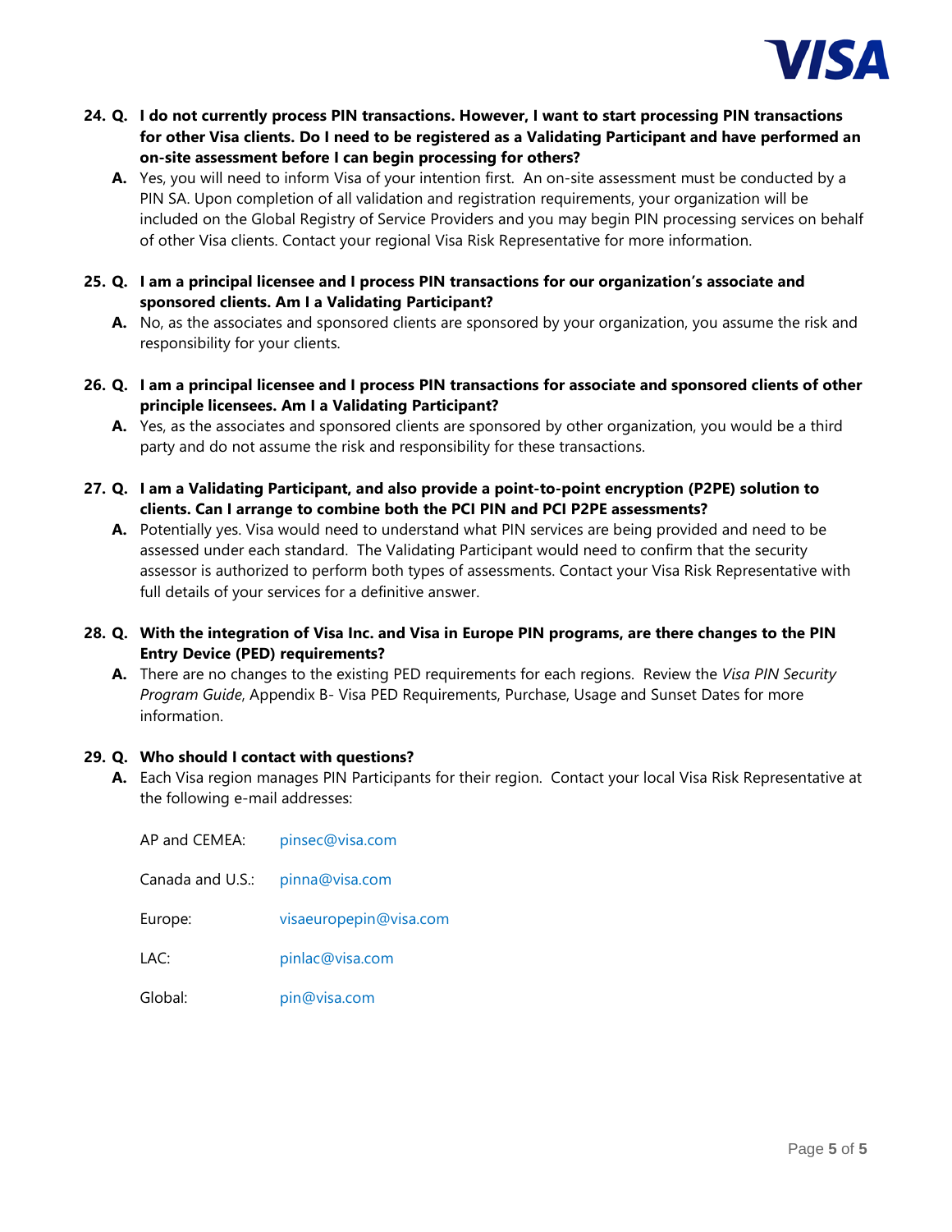24. **Q. I do not currently process PIN transactions. However, I want to start processing PIN transactions for other Visa clients. Do I need to be registered as a Validating Participant and have performed an on-site assessment before I can begin processing for others?**

    **A.** Yes, you will need to inform Visa of your intention first. An on-site assessment must be conducted by a PIN SA. Upon completion of all validation and registration requirements, your organization will be included on the Global Registry of Service Providers and you may begin PIN processing services on behalf of other Visa clients. Contact your regional Visa Risk Representative for more information.

25. **Q. I am a principal licensee and I process PIN transactions for our organization's associate and sponsored clients. Am I a Validating Participant?**

    **A.** No, as the associates and sponsored clients are sponsored by your organization, you assume the risk and responsibility for your clients.

26. **Q. I am a principal licensee and I process PIN transactions for associate and sponsored clients of other principle licensees. Am I a Validating Participant?**

    **A.** Yes, as the associates and sponsored clients are sponsored by other organization, you would be a third party and do not assume the risk and responsibility for these transactions.

27. **Q. I am a Validating Participant, and also provide a point-to-point encryption (P2PE) solution to clients. Can I arrange to combine both the PCI PIN and PCI P2PE assessments?**

    **A.** Potentially yes. Visa would need to understand what PIN services are being provided and need to be assessed under each standard. The Validating Participant would need to confirm that the security assessor is authorized to perform both types of assessments. Contact your Visa Risk Representative with full details of your services for a definitive answer.

28. **Q. With the integration of Visa Inc. and Visa in Europe PIN programs, are there changes to the PIN Entry Device (PED) requirements?**

    **A.** There are no changes to the existing PED requirements for each regions. Review the *Visa PIN Security Program Guide*, Appendix B- Visa PED Requirements, Purchase, Usage and Sunset Dates for more information.

29. **Q. Who should I contact with questions?**

    **A.** Each Visa region manages PIN Participants for their region. Contact your local Visa Risk Representative at the following e-mail addresses:

| | |
|---|---|
| AP and CEMEA: | pinsec@visa.com |
| Canada and U.S.: | pinna@visa.com |
| Europe: | visaeuropepin@visa.com |
| LAC: | pinlac@visa.com |
| Global: | pin@visa.com |